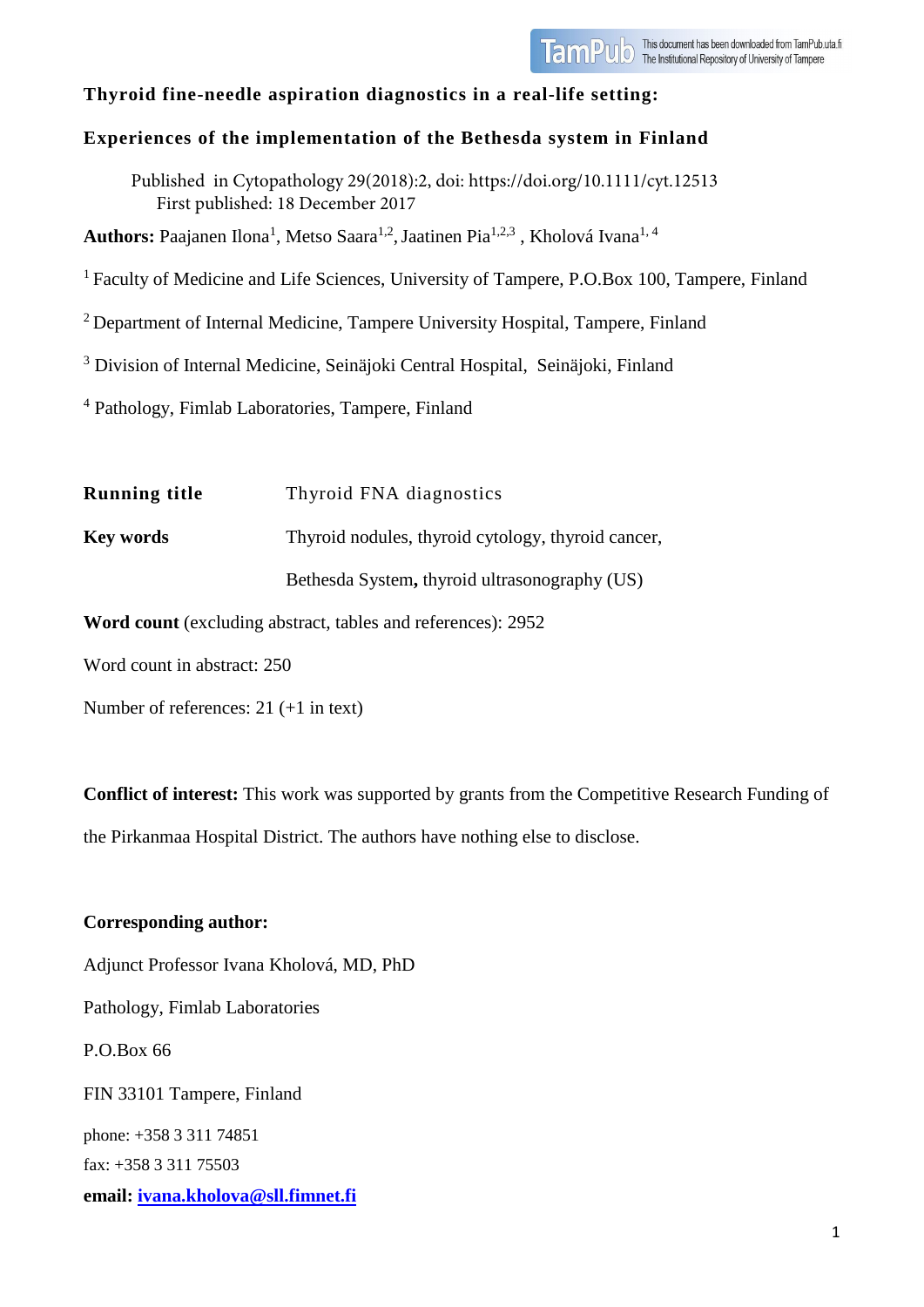# Thyroid fine-needle aspiration diagnostics in a real-life setting:

# Experiences of the implementation of the Bethesda system in Finland

Published in Cytopathology 29(2018):2, doi: https://doi.org/10.1111/cyt.12513
First published: 18 December 2017

**Authors:** Paajanen Ilona[1], Metso Saara[1,2], Jaatinen Pia[1,2,3] , Kholová Ivana[1, 4]

[1] Faculty of Medicine and Life Sciences, University of Tampere, P.O.Box 100, Tampere, Finland

[2] Department of Internal Medicine, Tampere University Hospital, Tampere, Finland

[3] Division of Internal Medicine, Seinäjoki Central Hospital, Seinäjoki, Finland

[4] Pathology, Fimlab Laboratories, Tampere, Finland

**Running title** Thyroid FNA diagnostics

**Key words** Thyroid nodules, thyroid cytology, thyroid cancer, Bethesda System**,** thyroid ultrasonography (US)

**Word count** (excluding abstract, tables and references): 2952

Word count in abstract: 250

Number of references: 21 (+1 in text)

**Conflict of interest:** This work was supported by grants from the Competitive Research Funding of the Pirkanmaa Hospital District. The authors have nothing else to disclose.

**Corresponding author:**

Adjunct Professor Ivana Kholová, MD, PhD

Pathology, Fimlab Laboratories

P.O.Box 66

FIN 33101 Tampere, Finland

phone: +358 3 311 74851

fax: +358 3 311 75503

**email: ivana.kholova@sll.fimnet.fi**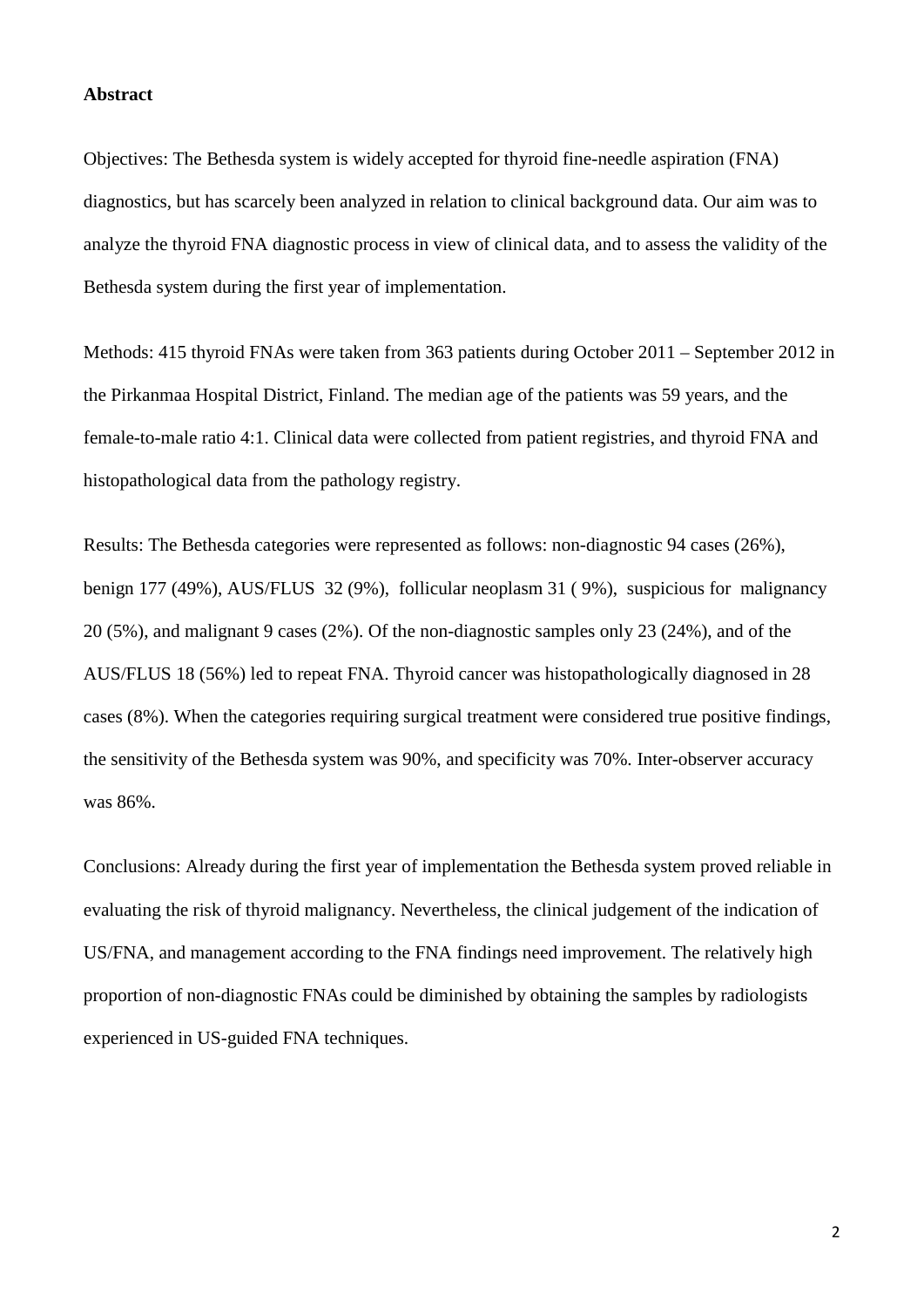**Abstract**

Objectives: The Bethesda system is widely accepted for thyroid fine-needle aspiration (FNA) diagnostics, but has scarcely been analyzed in relation to clinical background data. Our aim was to analyze the thyroid FNA diagnostic process in view of clinical data, and to assess the validity of the Bethesda system during the first year of implementation.

Methods: 415 thyroid FNAs were taken from 363 patients during October 2011 – September 2012 in the Pirkanmaa Hospital District, Finland. The median age of the patients was 59 years, and the female-to-male ratio 4:1. Clinical data were collected from patient registries, and thyroid FNA and histopathological data from the pathology registry.

Results: The Bethesda categories were represented as follows: non-diagnostic 94 cases (26%), benign 177 (49%), AUS/FLUS 32 (9%), follicular neoplasm 31 ( 9%), suspicious for malignancy 20 (5%), and malignant 9 cases (2%). Of the non-diagnostic samples only 23 (24%), and of the AUS/FLUS 18 (56%) led to repeat FNA. Thyroid cancer was histopathologically diagnosed in 28 cases (8%). When the categories requiring surgical treatment were considered true positive findings, the sensitivity of the Bethesda system was 90%, and specificity was 70%. Inter-observer accuracy was 86%.

Conclusions: Already during the first year of implementation the Bethesda system proved reliable in evaluating the risk of thyroid malignancy. Nevertheless, the clinical judgement of the indication of US/FNA, and management according to the FNA findings need improvement. The relatively high proportion of non-diagnostic FNAs could be diminished by obtaining the samples by radiologists experienced in US-guided FNA techniques.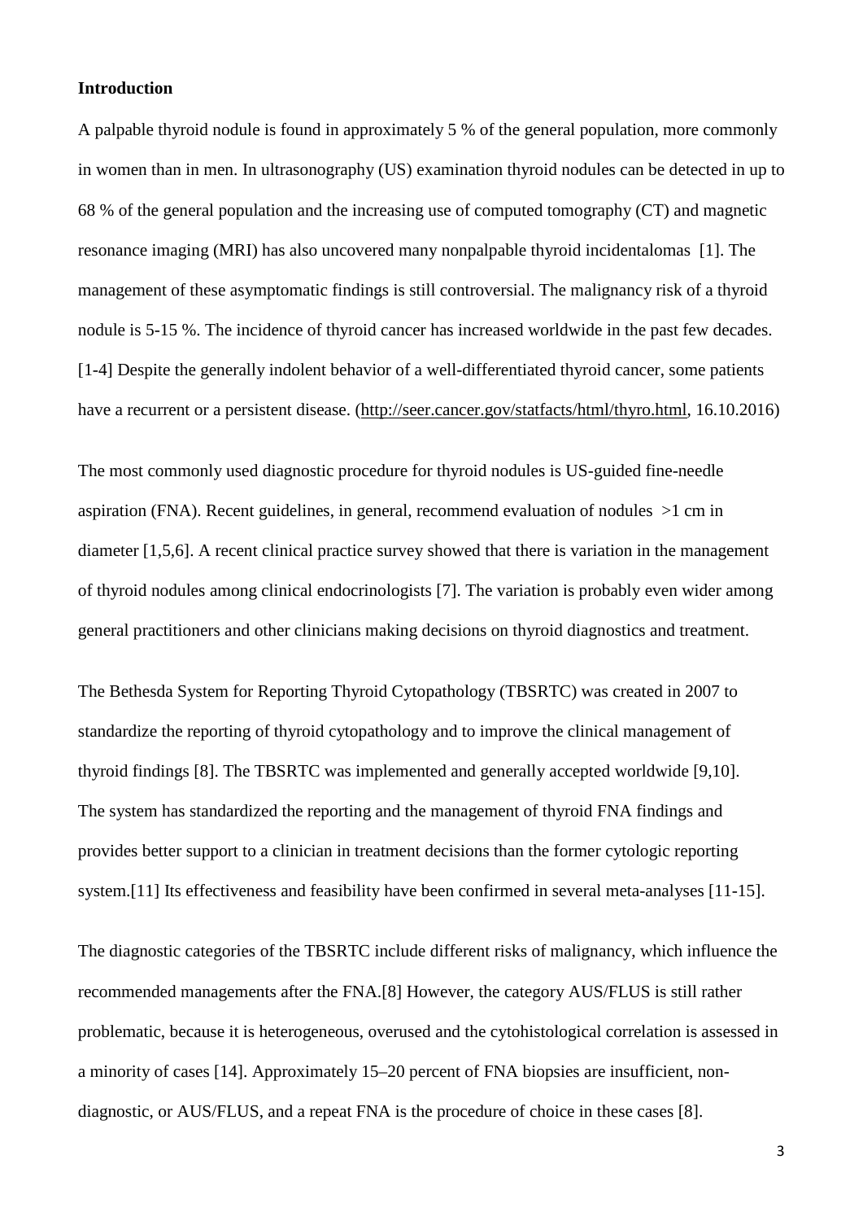**Introduction**

A palpable thyroid nodule is found in approximately 5 % of the general population, more commonly in women than in men. In ultrasonography (US) examination thyroid nodules can be detected in up to 68 % of the general population and the increasing use of computed tomography (CT) and magnetic resonance imaging (MRI) has also uncovered many nonpalpable thyroid incidentalomas [1]. The management of these asymptomatic findings is still controversial. The malignancy risk of a thyroid nodule is 5-15 %. The incidence of thyroid cancer has increased worldwide in the past few decades. [1-4] Despite the generally indolent behavior of a well-differentiated thyroid cancer, some patients have a recurrent or a persistent disease. (http://seer.cancer.gov/statfacts/html/thyro.html, 16.10.2016)

The most commonly used diagnostic procedure for thyroid nodules is US-guided fine-needle aspiration (FNA). Recent guidelines, in general, recommend evaluation of nodules >1 cm in diameter [1,5,6]. A recent clinical practice survey showed that there is variation in the management of thyroid nodules among clinical endocrinologists [7]. The variation is probably even wider among general practitioners and other clinicians making decisions on thyroid diagnostics and treatment.

The Bethesda System for Reporting Thyroid Cytopathology (TBSRTC) was created in 2007 to standardize the reporting of thyroid cytopathology and to improve the clinical management of thyroid findings [8]. The TBSRTC was implemented and generally accepted worldwide [9,10]. The system has standardized the reporting and the management of thyroid FNA findings and provides better support to a clinician in treatment decisions than the former cytologic reporting system.[11] Its effectiveness and feasibility have been confirmed in several meta-analyses [11-15].

The diagnostic categories of the TBSRTC include different risks of malignancy, which influence the recommended managements after the FNA.[8] However, the category AUS/FLUS is still rather problematic, because it is heterogeneous, overused and the cytohistological correlation is assessed in a minority of cases [14]. Approximately 15–20 percent of FNA biopsies are insufficient, non-diagnostic, or AUS/FLUS, and a repeat FNA is the procedure of choice in these cases [8].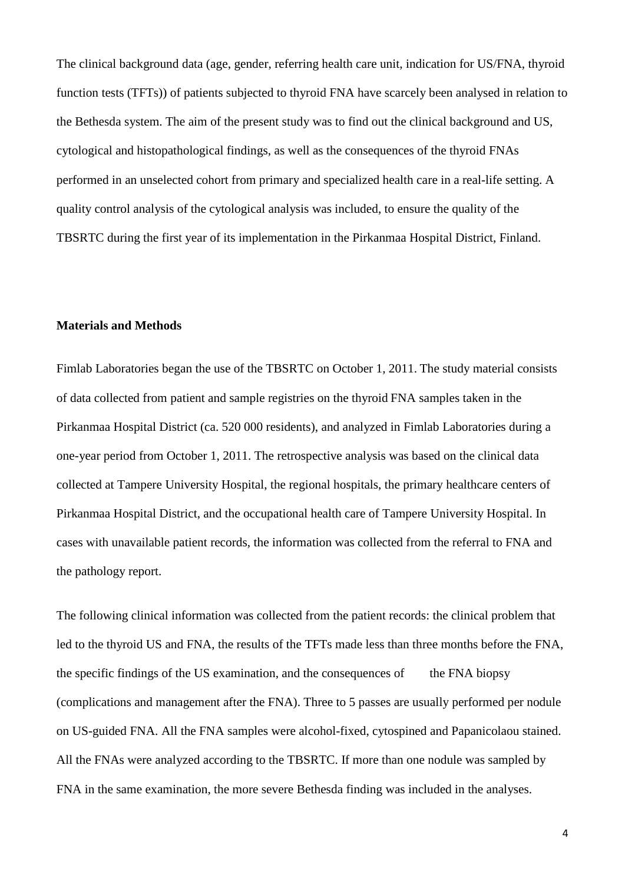The clinical background data (age, gender, referring health care unit, indication for US/FNA, thyroid function tests (TFTs)) of patients subjected to thyroid FNA have scarcely been analysed in relation to the Bethesda system. The aim of the present study was to find out the clinical background and US, cytological and histopathological findings, as well as the consequences of the thyroid FNAs performed in an unselected cohort from primary and specialized health care in a real-life setting. A quality control analysis of the cytological analysis was included, to ensure the quality of the TBSRTC during the first year of its implementation in the Pirkanmaa Hospital District, Finland.

## Materials and Methods

Fimlab Laboratories began the use of the TBSRTC on October 1, 2011. The study material consists of data collected from patient and sample registries on the thyroid FNA samples taken in the Pirkanmaa Hospital District (ca. 520 000 residents), and analyzed in Fimlab Laboratories during a one-year period from October 1, 2011. The retrospective analysis was based on the clinical data collected at Tampere University Hospital, the regional hospitals, the primary healthcare centers of Pirkanmaa Hospital District, and the occupational health care of Tampere University Hospital. In cases with unavailable patient records, the information was collected from the referral to FNA and the pathology report.

The following clinical information was collected from the patient records: the clinical problem that led to the thyroid US and FNA, the results of the TFTs made less than three months before the FNA, the specific findings of the US examination, and the consequences of the FNA biopsy (complications and management after the FNA). Three to 5 passes are usually performed per nodule on US-guided FNA. All the FNA samples were alcohol-fixed, cytospined and Papanicolaou stained. All the FNAs were analyzed according to the TBSRTC. If more than one nodule was sampled by FNA in the same examination, the more severe Bethesda finding was included in the analyses.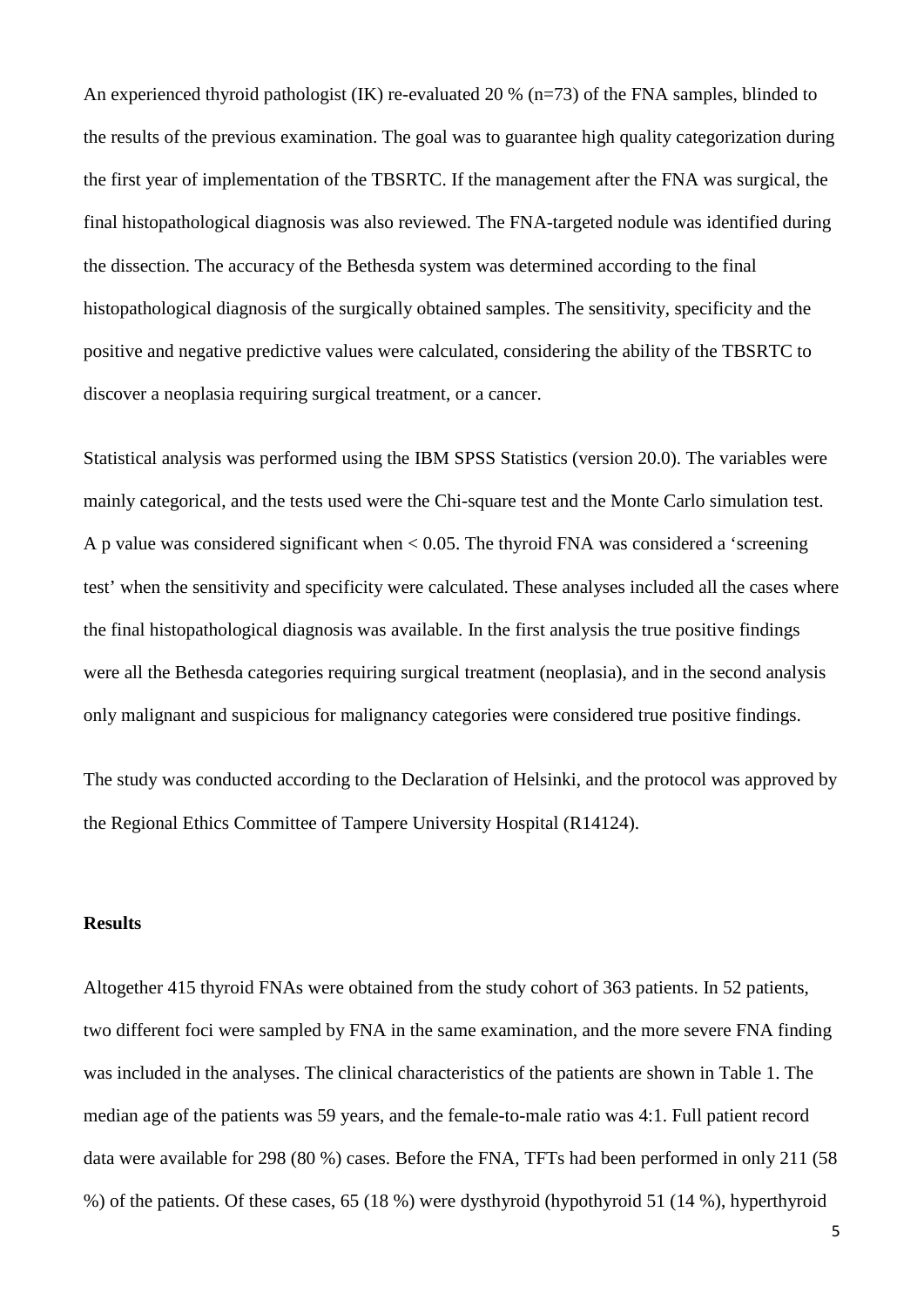An experienced thyroid pathologist (IK) re-evaluated 20 % (n=73) of the FNA samples, blinded to the results of the previous examination. The goal was to guarantee high quality categorization during the first year of implementation of the TBSRTC. If the management after the FNA was surgical, the final histopathological diagnosis was also reviewed. The FNA-targeted nodule was identified during the dissection. The accuracy of the Bethesda system was determined according to the final histopathological diagnosis of the surgically obtained samples. The sensitivity, specificity and the positive and negative predictive values were calculated, considering the ability of the TBSRTC to discover a neoplasia requiring surgical treatment, or a cancer.

Statistical analysis was performed using the IBM SPSS Statistics (version 20.0). The variables were mainly categorical, and the tests used were the Chi-square test and the Monte Carlo simulation test. A p value was considered significant when $< 0.05$. The thyroid FNA was considered a 'screening test' when the sensitivity and specificity were calculated. These analyses included all the cases where the final histopathological diagnosis was available. In the first analysis the true positive findings were all the Bethesda categories requiring surgical treatment (neoplasia), and in the second analysis only malignant and suspicious for malignancy categories were considered true positive findings.

The study was conducted according to the Declaration of Helsinki, and the protocol was approved by the Regional Ethics Committee of Tampere University Hospital (R14124).

## Results

Altogether 415 thyroid FNAs were obtained from the study cohort of 363 patients. In 52 patients, two different foci were sampled by FNA in the same examination, and the more severe FNA finding was included in the analyses. The clinical characteristics of the patients are shown in Table 1. The median age of the patients was 59 years, and the female-to-male ratio was 4:1. Full patient record data were available for 298 (80 %) cases. Before the FNA, TFTs had been performed in only 211 (58 %) of the patients. Of these cases, 65 (18 %) were dysthyroid (hypothyroid 51 (14 %), hyperthyroid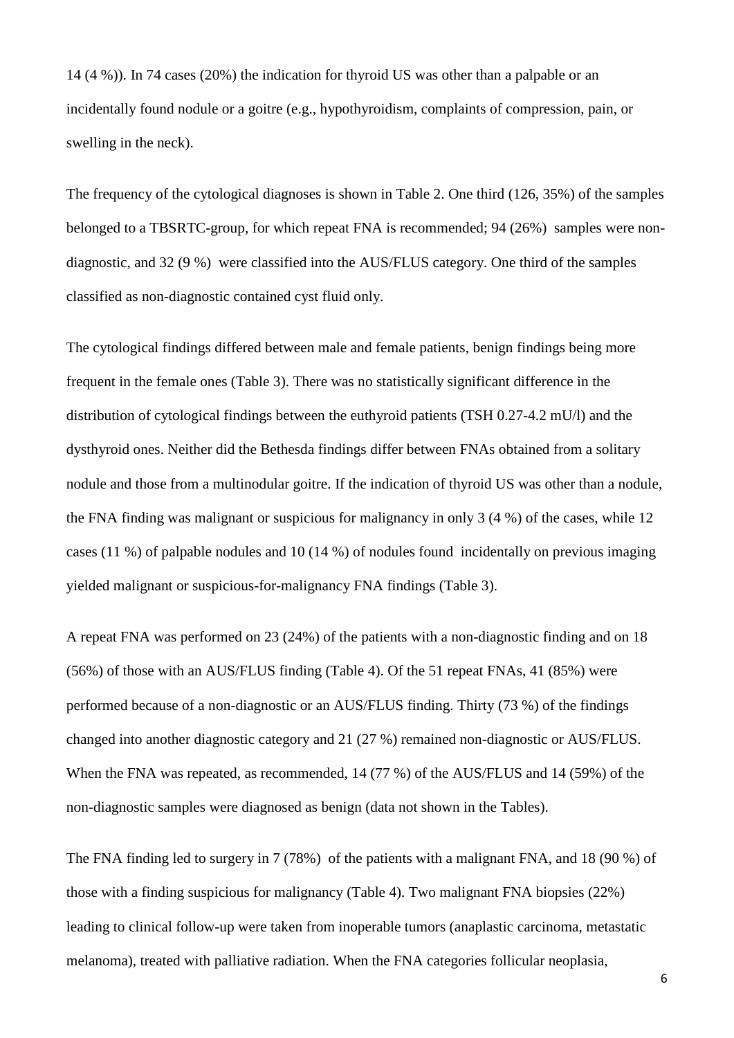14 (4 %)). In 74 cases (20%) the indication for thyroid US was other than a palpable or an incidentally found nodule or a goitre (e.g., hypothyroidism, complaints of compression, pain, or swelling in the neck).

The frequency of the cytological diagnoses is shown in Table 2. One third (126, 35%) of the samples belonged to a TBSRTC-group, for which repeat FNA is recommended; 94 (26%) samples were non-diagnostic, and 32 (9 %) were classified into the AUS/FLUS category. One third of the samples classified as non-diagnostic contained cyst fluid only.

The cytological findings differed between male and female patients, benign findings being more frequent in the female ones (Table 3). There was no statistically significant difference in the distribution of cytological findings between the euthyroid patients (TSH 0.27-4.2 mU/l) and the dysthyroid ones. Neither did the Bethesda findings differ between FNAs obtained from a solitary nodule and those from a multinodular goitre. If the indication of thyroid US was other than a nodule, the FNA finding was malignant or suspicious for malignancy in only 3 (4 %) of the cases, while 12 cases (11 %) of palpable nodules and 10 (14 %) of nodules found incidentally on previous imaging yielded malignant or suspicious-for-malignancy FNA findings (Table 3).

A repeat FNA was performed on 23 (24%) of the patients with a non-diagnostic finding and on 18 (56%) of those with an AUS/FLUS finding (Table 4). Of the 51 repeat FNAs, 41 (85%) were performed because of a non-diagnostic or an AUS/FLUS finding. Thirty (73 %) of the findings changed into another diagnostic category and 21 (27 %) remained non-diagnostic or AUS/FLUS. When the FNA was repeated, as recommended, 14 (77 %) of the AUS/FLUS and 14 (59%) of the non-diagnostic samples were diagnosed as benign (data not shown in the Tables).

The FNA finding led to surgery in 7 (78%) of the patients with a malignant FNA, and 18 (90 %) of those with a finding suspicious for malignancy (Table 4). Two malignant FNA biopsies (22%) leading to clinical follow-up were taken from inoperable tumors (anaplastic carcinoma, metastatic melanoma), treated with palliative radiation. When the FNA categories follicular neoplasia,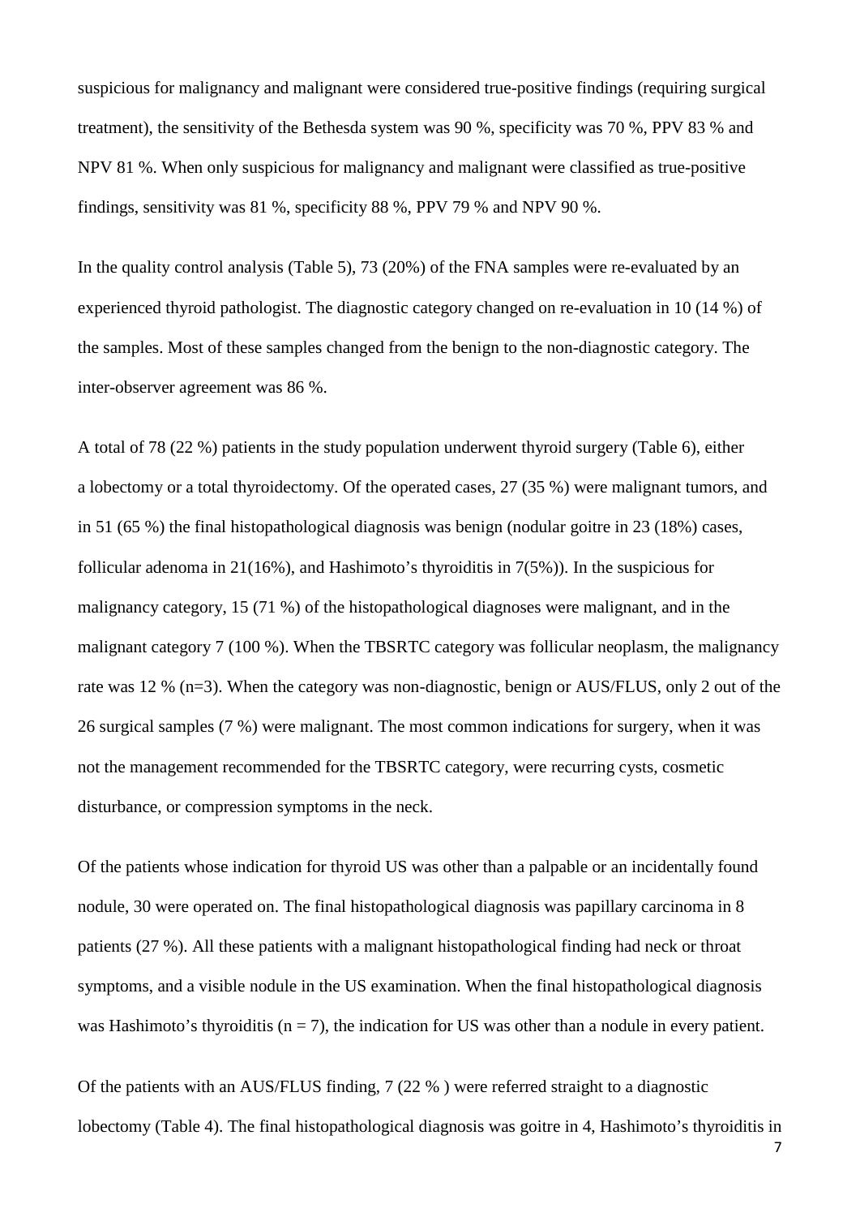suspicious for malignancy and malignant were considered true-positive findings (requiring surgical treatment), the sensitivity of the Bethesda system was 90 %, specificity was 70 %, PPV 83 % and NPV 81 %. When only suspicious for malignancy and malignant were classified as true-positive findings, sensitivity was 81 %, specificity 88 %, PPV 79 % and NPV 90 %.

In the quality control analysis (Table 5), 73 (20%) of the FNA samples were re-evaluated by an experienced thyroid pathologist. The diagnostic category changed on re-evaluation in 10 (14 %) of the samples. Most of these samples changed from the benign to the non-diagnostic category. The inter-observer agreement was 86 %.

A total of 78 (22 %) patients in the study population underwent thyroid surgery (Table 6), either a lobectomy or a total thyroidectomy. Of the operated cases, 27 (35 %) were malignant tumors, and in 51 (65 %) the final histopathological diagnosis was benign (nodular goitre in 23 (18%) cases, follicular adenoma in 21(16%), and Hashimoto's thyroiditis in 7(5%)). In the suspicious for malignancy category, 15 (71 %) of the histopathological diagnoses were malignant, and in the malignant category 7 (100 %). When the TBSRTC category was follicular neoplasm, the malignancy rate was 12 % (n=3). When the category was non-diagnostic, benign or AUS/FLUS, only 2 out of the 26 surgical samples (7 %) were malignant. The most common indications for surgery, when it was not the management recommended for the TBSRTC category, were recurring cysts, cosmetic disturbance, or compression symptoms in the neck.

Of the patients whose indication for thyroid US was other than a palpable or an incidentally found nodule, 30 were operated on. The final histopathological diagnosis was papillary carcinoma in 8 patients (27 %). All these patients with a malignant histopathological finding had neck or throat symptoms, and a visible nodule in the US examination. When the final histopathological diagnosis was Hashimoto's thyroiditis ($n = 7$), the indication for US was other than a nodule in every patient.

Of the patients with an AUS/FLUS finding, 7 (22 % ) were referred straight to a diagnostic lobectomy (Table 4). The final histopathological diagnosis was goitre in 4, Hashimoto's thyroiditis in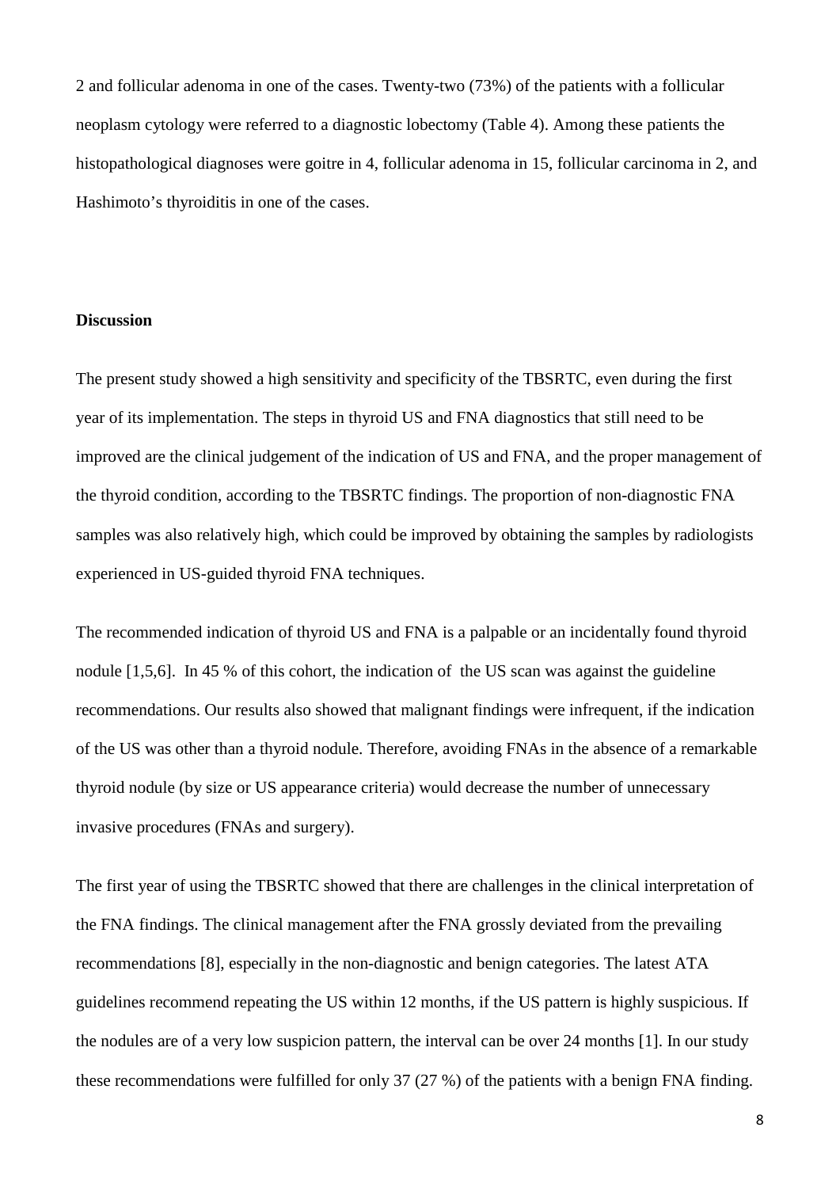2 and follicular adenoma in one of the cases. Twenty-two (73%) of the patients with a follicular neoplasm cytology were referred to a diagnostic lobectomy (Table 4). Among these patients the histopathological diagnoses were goitre in 4, follicular adenoma in 15, follicular carcinoma in 2, and Hashimoto's thyroiditis in one of the cases.

## Discussion

The present study showed a high sensitivity and specificity of the TBSRTC, even during the first year of its implementation. The steps in thyroid US and FNA diagnostics that still need to be improved are the clinical judgement of the indication of US and FNA, and the proper management of the thyroid condition, according to the TBSRTC findings. The proportion of non-diagnostic FNA samples was also relatively high, which could be improved by obtaining the samples by radiologists experienced in US-guided thyroid FNA techniques.

The recommended indication of thyroid US and FNA is a palpable or an incidentally found thyroid nodule [1,5,6]. In 45 % of this cohort, the indication of the US scan was against the guideline recommendations. Our results also showed that malignant findings were infrequent, if the indication of the US was other than a thyroid nodule. Therefore, avoiding FNAs in the absence of a remarkable thyroid nodule (by size or US appearance criteria) would decrease the number of unnecessary invasive procedures (FNAs and surgery).

The first year of using the TBSRTC showed that there are challenges in the clinical interpretation of the FNA findings. The clinical management after the FNA grossly deviated from the prevailing recommendations [8], especially in the non-diagnostic and benign categories. The latest ATA guidelines recommend repeating the US within 12 months, if the US pattern is highly suspicious. If the nodules are of a very low suspicion pattern, the interval can be over 24 months [1]. In our study these recommendations were fulfilled for only 37 (27 %) of the patients with a benign FNA finding.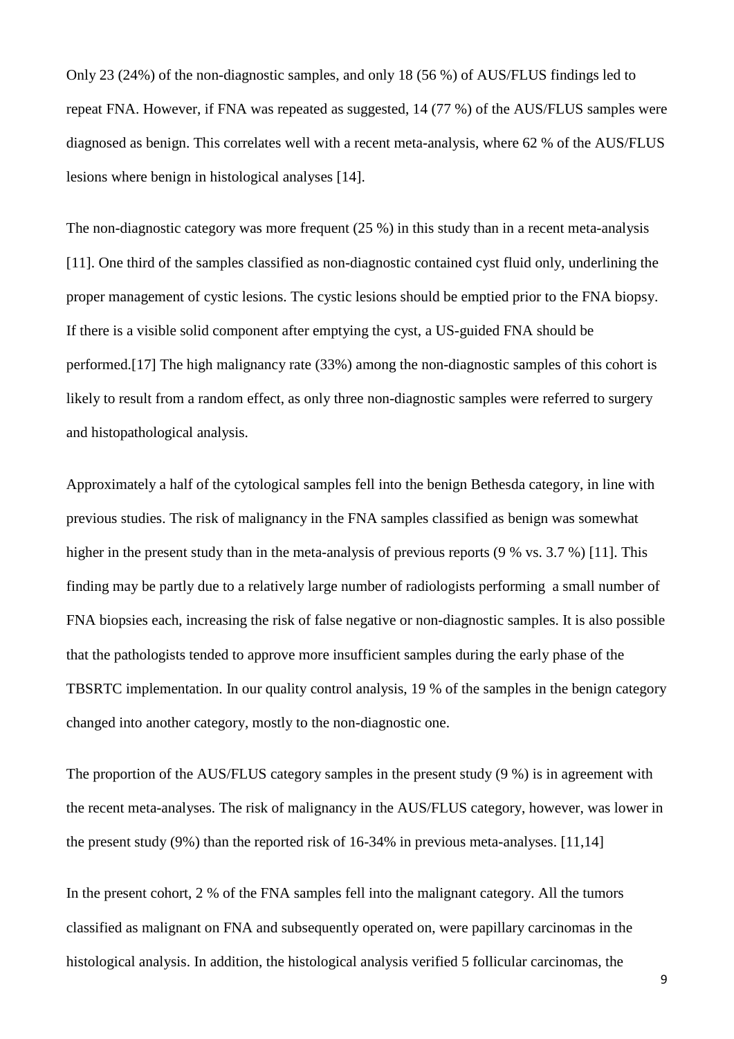Only 23 (24%) of the non-diagnostic samples, and only 18 (56 %) of AUS/FLUS findings led to repeat FNA. However, if FNA was repeated as suggested, 14 (77 %) of the AUS/FLUS samples were diagnosed as benign. This correlates well with a recent meta-analysis, where 62 % of the AUS/FLUS lesions where benign in histological analyses [14].

The non-diagnostic category was more frequent (25 %) in this study than in a recent meta-analysis [11]. One third of the samples classified as non-diagnostic contained cyst fluid only, underlining the proper management of cystic lesions. The cystic lesions should be emptied prior to the FNA biopsy. If there is a visible solid component after emptying the cyst, a US-guided FNA should be performed.[17] The high malignancy rate (33%) among the non-diagnostic samples of this cohort is likely to result from a random effect, as only three non-diagnostic samples were referred to surgery and histopathological analysis.

Approximately a half of the cytological samples fell into the benign Bethesda category, in line with previous studies. The risk of malignancy in the FNA samples classified as benign was somewhat higher in the present study than in the meta-analysis of previous reports (9 % vs. 3.7 %) [11]. This finding may be partly due to a relatively large number of radiologists performing a small number of FNA biopsies each, increasing the risk of false negative or non-diagnostic samples. It is also possible that the pathologists tended to approve more insufficient samples during the early phase of the TBSRTC implementation. In our quality control analysis, 19 % of the samples in the benign category changed into another category, mostly to the non-diagnostic one.

The proportion of the AUS/FLUS category samples in the present study (9 %) is in agreement with the recent meta-analyses. The risk of malignancy in the AUS/FLUS category, however, was lower in the present study (9%) than the reported risk of 16-34% in previous meta-analyses. [11,14]

In the present cohort, 2 % of the FNA samples fell into the malignant category. All the tumors classified as malignant on FNA and subsequently operated on, were papillary carcinomas in the histological analysis. In addition, the histological analysis verified 5 follicular carcinomas, the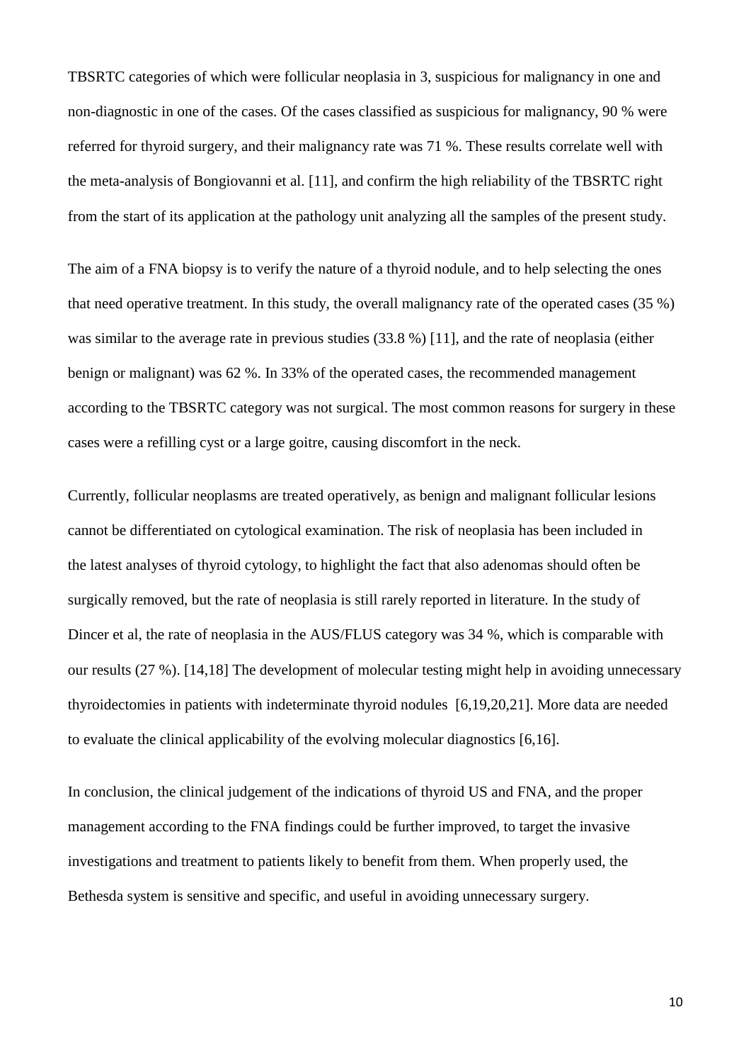TBSRTC categories of which were follicular neoplasia in 3, suspicious for malignancy in one and non-diagnostic in one of the cases. Of the cases classified as suspicious for malignancy, 90 % were referred for thyroid surgery, and their malignancy rate was 71 %. These results correlate well with the meta-analysis of Bongiovanni et al. [11], and confirm the high reliability of the TBSRTC right from the start of its application at the pathology unit analyzing all the samples of the present study.

The aim of a FNA biopsy is to verify the nature of a thyroid nodule, and to help selecting the ones that need operative treatment. In this study, the overall malignancy rate of the operated cases (35 %) was similar to the average rate in previous studies (33.8 %) [11], and the rate of neoplasia (either benign or malignant) was 62 %. In 33% of the operated cases, the recommended management according to the TBSRTC category was not surgical. The most common reasons for surgery in these cases were a refilling cyst or a large goitre, causing discomfort in the neck.

Currently, follicular neoplasms are treated operatively, as benign and malignant follicular lesions cannot be differentiated on cytological examination. The risk of neoplasia has been included in the latest analyses of thyroid cytology, to highlight the fact that also adenomas should often be surgically removed, but the rate of neoplasia is still rarely reported in literature. In the study of Dincer et al, the rate of neoplasia in the AUS/FLUS category was 34 %, which is comparable with our results (27 %). [14,18] The development of molecular testing might help in avoiding unnecessary thyroidectomies in patients with indeterminate thyroid nodules [6,19,20,21]. More data are needed to evaluate the clinical applicability of the evolving molecular diagnostics [6,16].

In conclusion, the clinical judgement of the indications of thyroid US and FNA, and the proper management according to the FNA findings could be further improved, to target the invasive investigations and treatment to patients likely to benefit from them. When properly used, the Bethesda system is sensitive and specific, and useful in avoiding unnecessary surgery.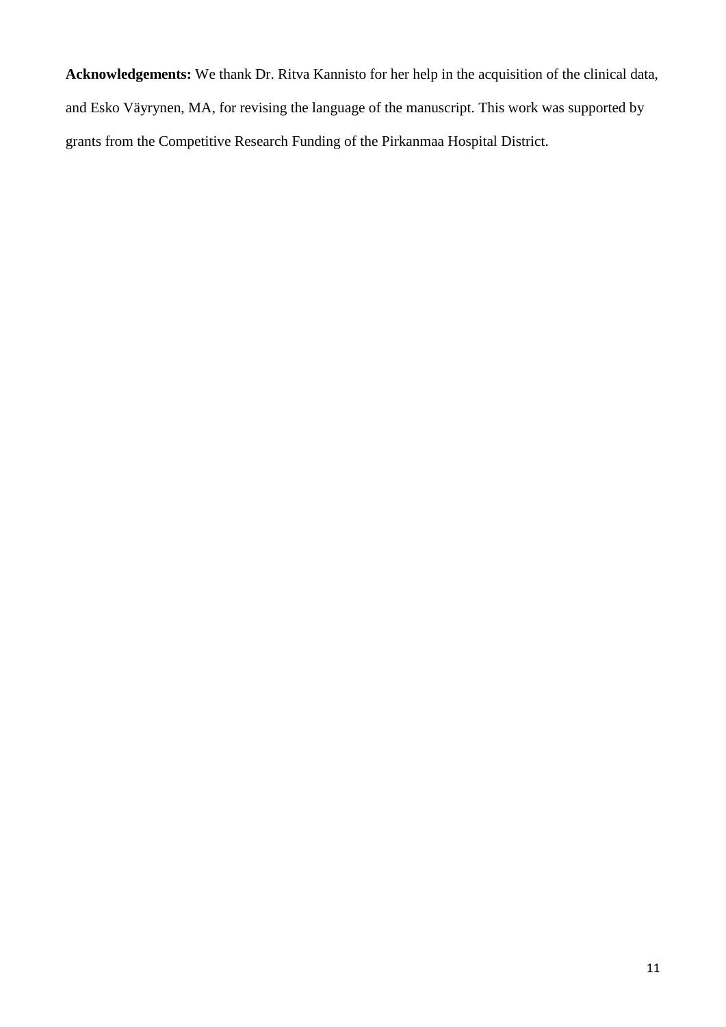**Acknowledgements:** We thank Dr. Ritva Kannisto for her help in the acquisition of the clinical data, and Esko Väyrynen, MA, for revising the language of the manuscript. This work was supported by grants from the Competitive Research Funding of the Pirkanmaa Hospital District.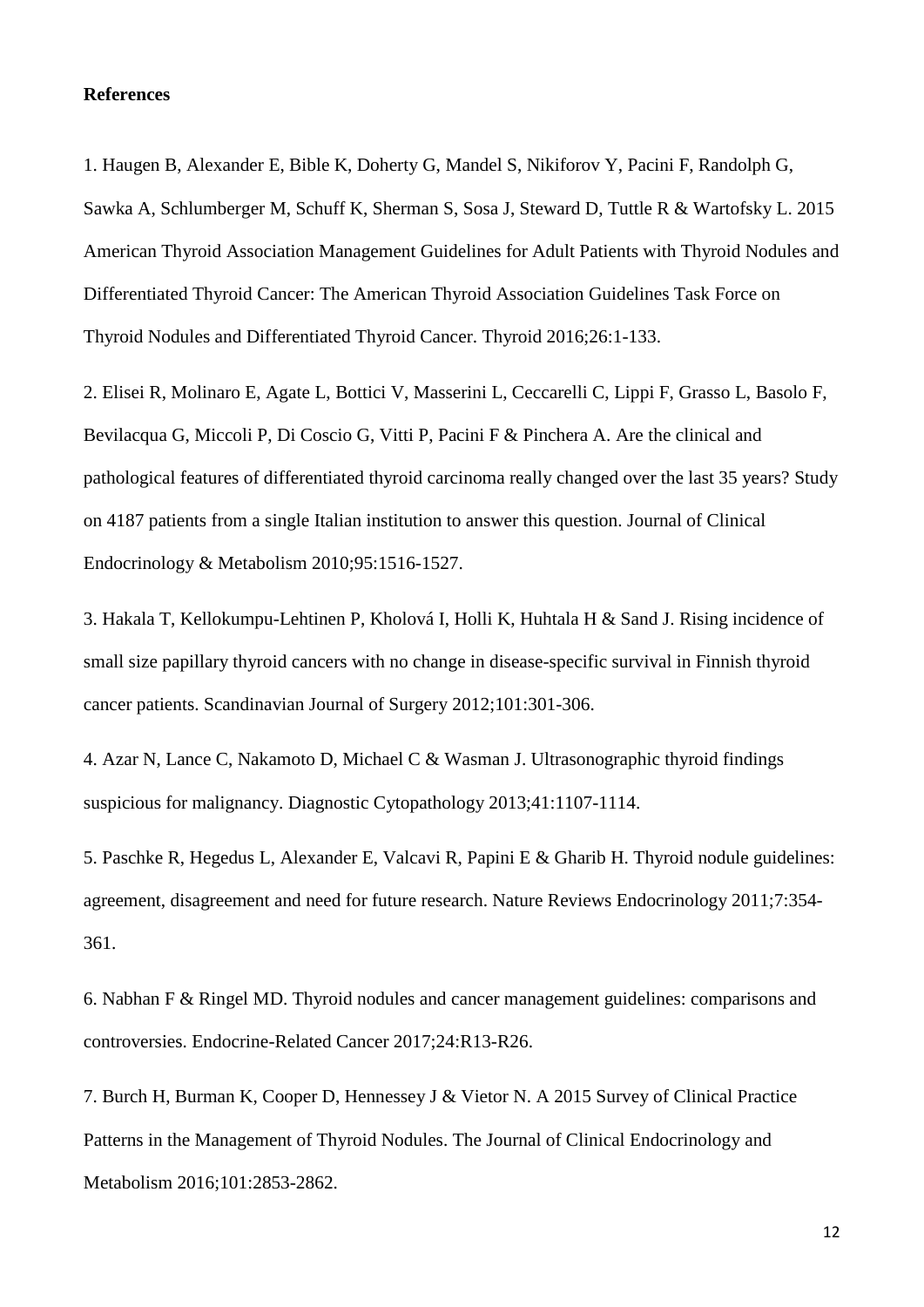**References**

1. Haugen B, Alexander E, Bible K, Doherty G, Mandel S, Nikiforov Y, Pacini F, Randolph G, Sawka A, Schlumberger M, Schuff K, Sherman S, Sosa J, Steward D, Tuttle R & Wartofsky L. 2015 American Thyroid Association Management Guidelines for Adult Patients with Thyroid Nodules and Differentiated Thyroid Cancer: The American Thyroid Association Guidelines Task Force on Thyroid Nodules and Differentiated Thyroid Cancer. Thyroid 2016;26:1-133.

2. Elisei R, Molinaro E, Agate L, Bottici V, Masserini L, Ceccarelli C, Lippi F, Grasso L, Basolo F, Bevilacqua G, Miccoli P, Di Coscio G, Vitti P, Pacini F & Pinchera A. Are the clinical and pathological features of differentiated thyroid carcinoma really changed over the last 35 years? Study on 4187 patients from a single Italian institution to answer this question. Journal of Clinical Endocrinology & Metabolism 2010;95:1516-1527.

3. Hakala T, Kellokumpu-Lehtinen P, Kholová I, Holli K, Huhtala H & Sand J. Rising incidence of small size papillary thyroid cancers with no change in disease-specific survival in Finnish thyroid cancer patients. Scandinavian Journal of Surgery 2012;101:301-306.

4. Azar N, Lance C, Nakamoto D, Michael C & Wasman J. Ultrasonographic thyroid findings suspicious for malignancy. Diagnostic Cytopathology 2013;41:1107-1114.

5. Paschke R, Hegedus L, Alexander E, Valcavi R, Papini E & Gharib H. Thyroid nodule guidelines: agreement, disagreement and need for future research. Nature Reviews Endocrinology 2011;7:354-361.

6. Nabhan F & Ringel MD. Thyroid nodules and cancer management guidelines: comparisons and controversies. Endocrine-Related Cancer 2017;24:R13-R26.

7. Burch H, Burman K, Cooper D, Hennessey J & Vietor N. A 2015 Survey of Clinical Practice Patterns in the Management of Thyroid Nodules. The Journal of Clinical Endocrinology and Metabolism 2016;101:2853-2862.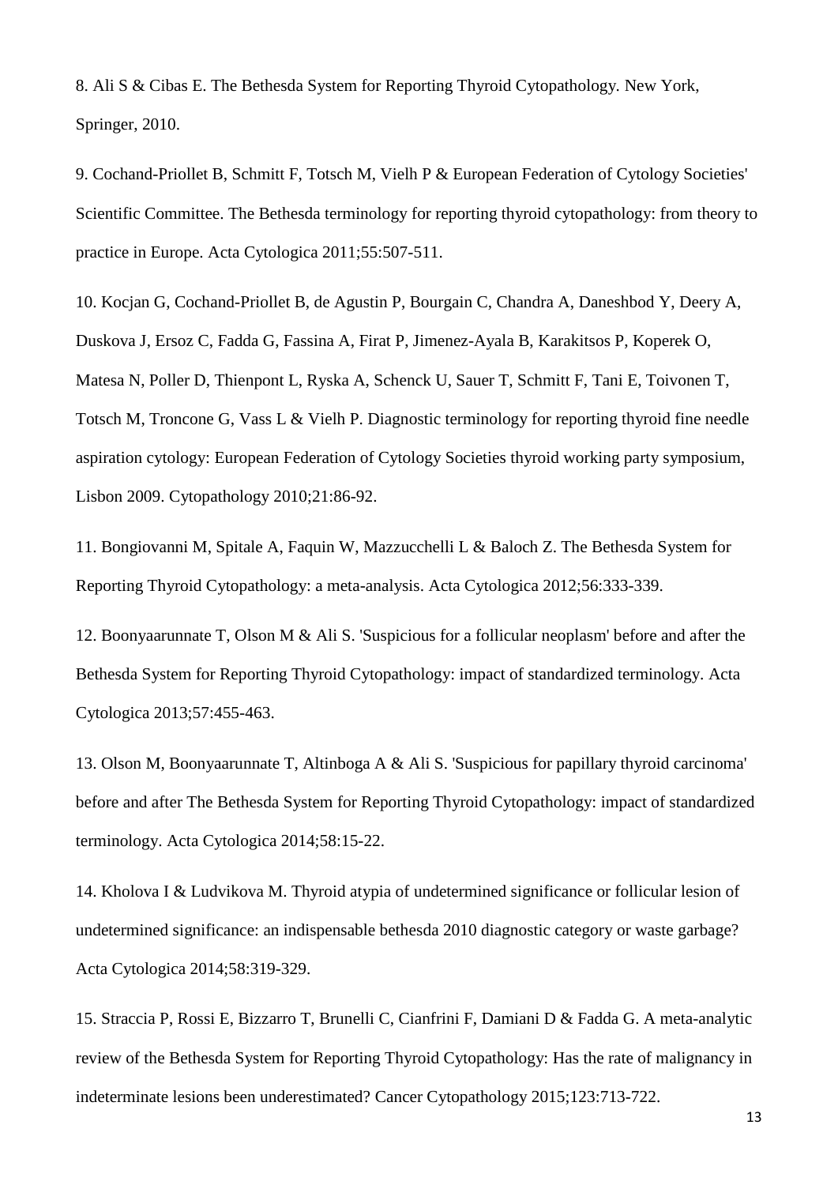8. Ali S & Cibas E. The Bethesda System for Reporting Thyroid Cytopathology. New York, Springer, 2010.

9. Cochand-Priollet B, Schmitt F, Totsch M, Vielh P & European Federation of Cytology Societies' Scientific Committee. The Bethesda terminology for reporting thyroid cytopathology: from theory to practice in Europe. Acta Cytologica 2011;55:507-511.

10. Kocjan G, Cochand-Priollet B, de Agustin P, Bourgain C, Chandra A, Daneshbod Y, Deery A, Duskova J, Ersoz C, Fadda G, Fassina A, Firat P, Jimenez-Ayala B, Karakitsos P, Koperek O, Matesa N, Poller D, Thienpont L, Ryska A, Schenck U, Sauer T, Schmitt F, Tani E, Toivonen T, Totsch M, Troncone G, Vass L & Vielh P. Diagnostic terminology for reporting thyroid fine needle aspiration cytology: European Federation of Cytology Societies thyroid working party symposium, Lisbon 2009. Cytopathology 2010;21:86-92.

11. Bongiovanni M, Spitale A, Faquin W, Mazzucchelli L & Baloch Z. The Bethesda System for Reporting Thyroid Cytopathology: a meta-analysis. Acta Cytologica 2012;56:333-339.

12. Boonyaarunnate T, Olson M & Ali S. 'Suspicious for a follicular neoplasm' before and after the Bethesda System for Reporting Thyroid Cytopathology: impact of standardized terminology. Acta Cytologica 2013;57:455-463.

13. Olson M, Boonyaarunnate T, Altinboga A & Ali S. 'Suspicious for papillary thyroid carcinoma' before and after The Bethesda System for Reporting Thyroid Cytopathology: impact of standardized terminology. Acta Cytologica 2014;58:15-22.

14. Kholova I & Ludvikova M. Thyroid atypia of undetermined significance or follicular lesion of undetermined significance: an indispensable bethesda 2010 diagnostic category or waste garbage? Acta Cytologica 2014;58:319-329.

15. Straccia P, Rossi E, Bizzarro T, Brunelli C, Cianfrini F, Damiani D & Fadda G. A meta-analytic review of the Bethesda System for Reporting Thyroid Cytopathology: Has the rate of malignancy in indeterminate lesions been underestimated? Cancer Cytopathology 2015;123:713-722.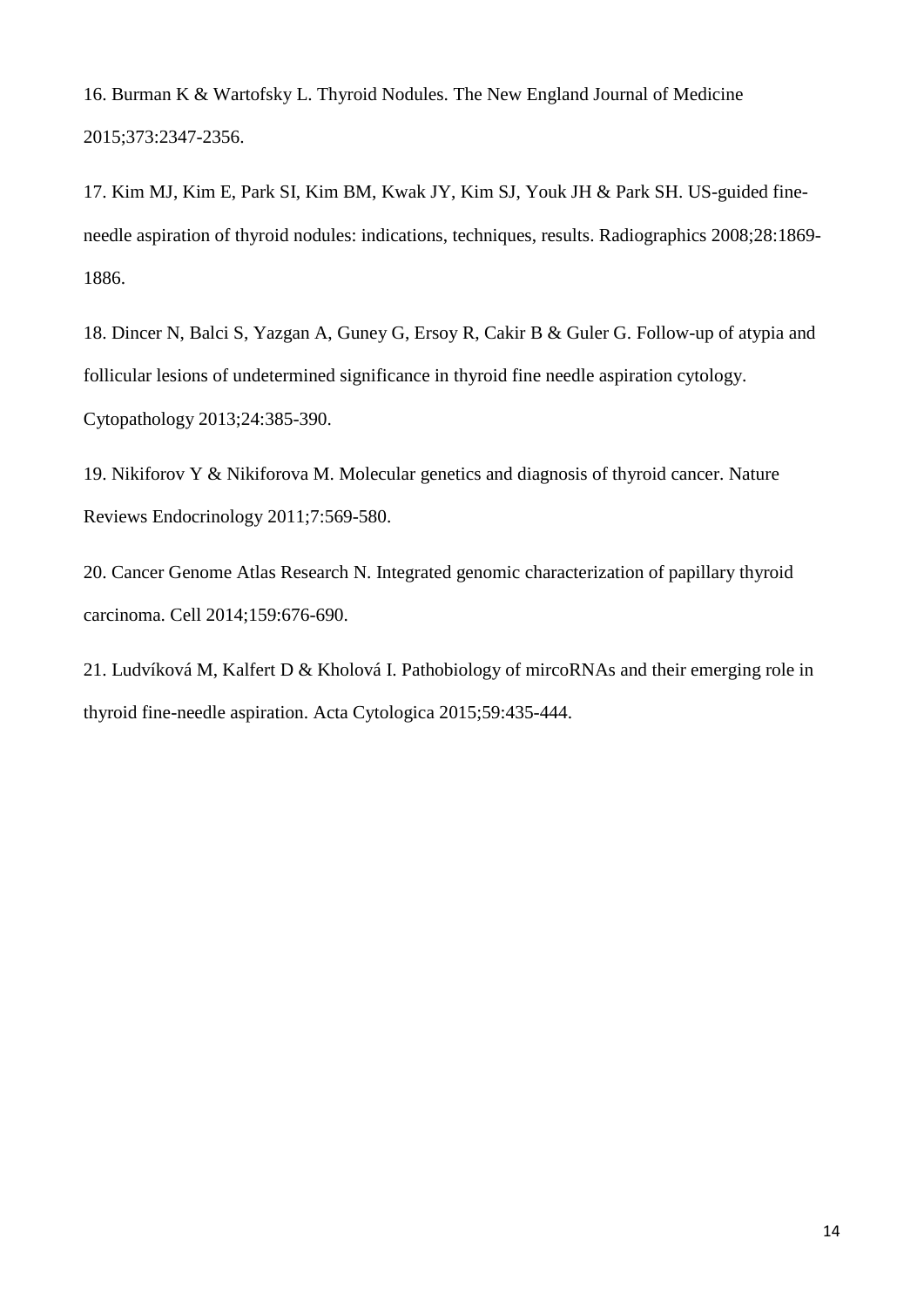16. Burman K & Wartofsky L. Thyroid Nodules. The New England Journal of Medicine 2015;373:2347-2356.

17. Kim MJ, Kim E, Park SI, Kim BM, Kwak JY, Kim SJ, Youk JH & Park SH. US-guided fine-needle aspiration of thyroid nodules: indications, techniques, results. Radiographics 2008;28:1869-1886.

18. Dincer N, Balci S, Yazgan A, Guney G, Ersoy R, Cakir B & Guler G. Follow-up of atypia and follicular lesions of undetermined significance in thyroid fine needle aspiration cytology. Cytopathology 2013;24:385-390.

19. Nikiforov Y & Nikiforova M. Molecular genetics and diagnosis of thyroid cancer. Nature Reviews Endocrinology 2011;7:569-580.

20. Cancer Genome Atlas Research N. Integrated genomic characterization of papillary thyroid carcinoma. Cell 2014;159:676-690.

21. Ludvíková M, Kalfert D & Kholová I. Pathobiology of mircoRNAs and their emerging role in thyroid fine-needle aspiration. Acta Cytologica 2015;59:435-444.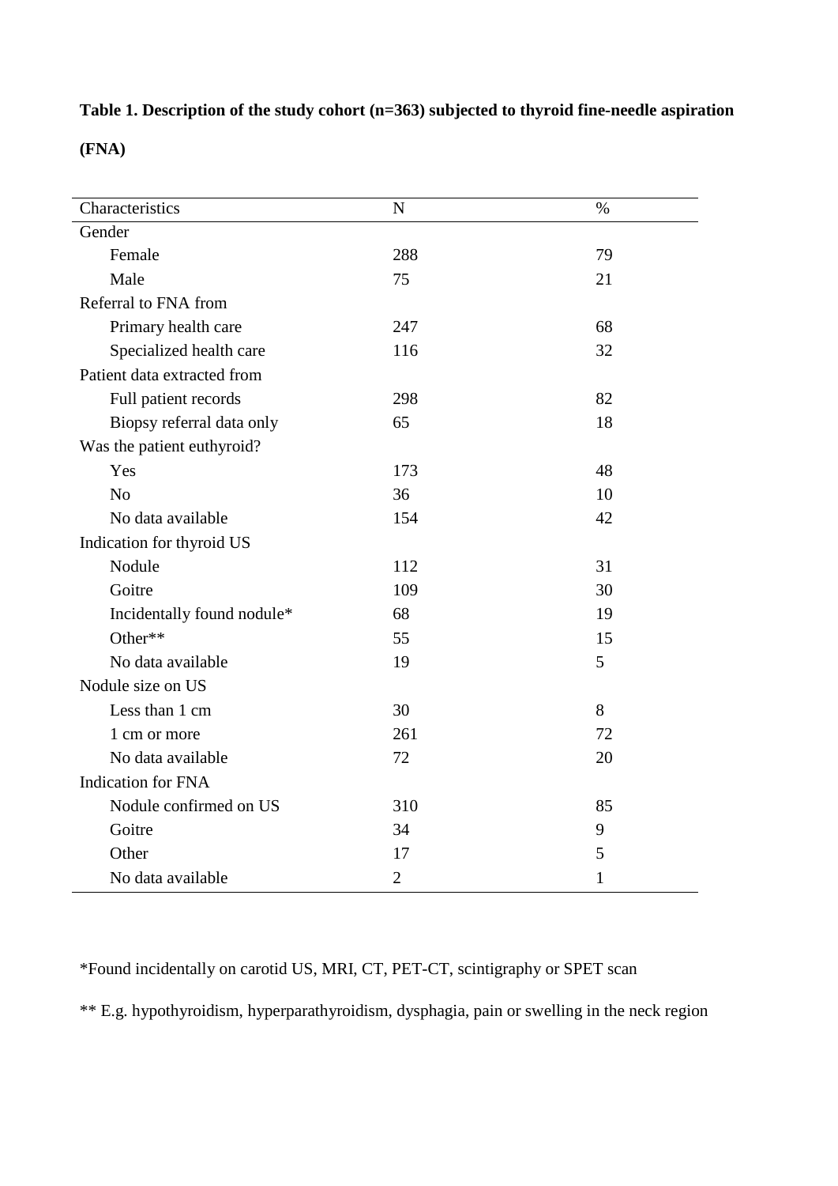**Table 1. Description of the study cohort (n=363) subjected to thyroid fine-needle aspiration (FNA)**

| Characteristics | N | % |
|---|---|---|
| Gender | | |
| Female | 288 | 79 |
| Male | 75 | 21 |
| Referral to FNA from | | |
| Primary health care | 247 | 68 |
| Specialized health care | 116 | 32 |
| Patient data extracted from | | |
| Full patient records | 298 | 82 |
| Biopsy referral data only | 65 | 18 |
| Was the patient euthyroid? | | |
| Yes | 173 | 48 |
| No | 36 | 10 |
| No data available | 154 | 42 |
| Indication for thyroid US | | |
| Nodule | 112 | 31 |
| Goitre | 109 | 30 |
| Incidentally found nodule* | 68 | 19 |
| Other** | 55 | 15 |
| No data available | 19 | 5 |
| Nodule size on US | | |
| Less than 1 cm | 30 | 8 |
| 1 cm or more | 261 | 72 |
| No data available | 72 | 20 |
| Indication for FNA | | |
| Nodule confirmed on US | 310 | 85 |
| Goitre | 34 | 9 |
| Other | 17 | 5 |
| No data available | 2 | 1 |

*Found incidentally on carotid US, MRI, CT, PET-CT, scintigraphy or SPET scan

** E.g. hypothyroidism, hyperparathyroidism, dysphagia, pain or swelling in the neck region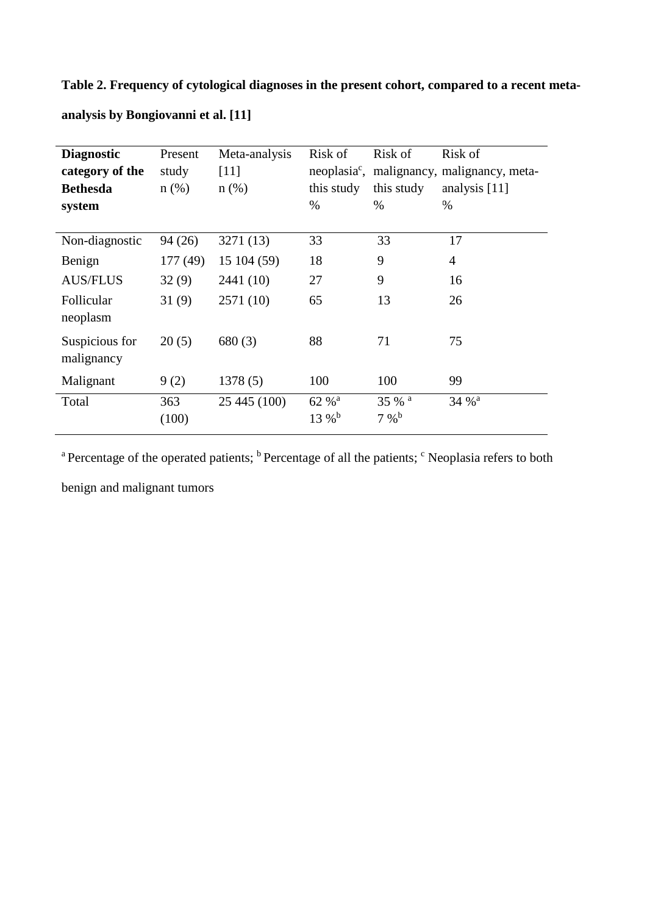**Table 2. Frequency of cytological diagnoses in the present cohort, compared to a recent meta-analysis by Bongiovanni et al. [11]**

| Diagnostic category of the Bethesda system | Present study n (%) | Meta-analysis [11] n (%) | Risk of neoplasia[c], this study % | Risk of malignancy, this study % | Risk of malignancy, meta-analysis [11] % |
|---|---|---|---|---|---|
| Non-diagnostic | 94 (26) | 3271 (13) | 33 | 33 | 17 |
| Benign | 177 (49) | 15 104 (59) | 18 | 9 | 4 |
| AUS/FLUS | 32 (9) | 2441 (10) | 27 | 9 | 16 |
| Follicular neoplasm | 31 (9) | 2571 (10) | 65 | 13 | 26 |
| Suspicious for malignancy | 20 (5) | 680 (3) | 88 | 71 | 75 |
| Malignant | 9 (2) | 1378 (5) | 100 | 100 | 99 |
| Total | 363 (100) | 25 445 (100) | 62 %[a] 13 %[b] | 35 %[a] 7 %[b] | 34 %[a] |

[a] Percentage of the operated patients; [b] Percentage of all the patients; [c] Neoplasia refers to both benign and malignant tumors